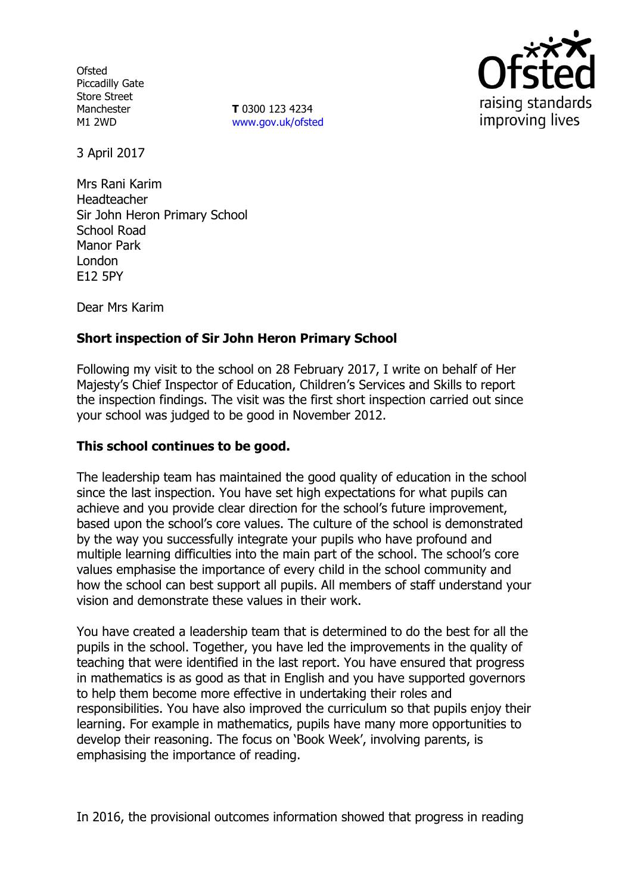Ofsted
Piccadilly Gate
Store Street
Manchester
M1 2WD

**T** 0300 123 4234
www.gov.uk/ofsted

3 April 2017

Mrs Rani Karim
Headteacher
Sir John Heron Primary School
School Road
Manor Park
London
E12 5PY

Dear Mrs Karim

**Short inspection of Sir John Heron Primary School**

Following my visit to the school on 28 February 2017, I write on behalf of Her Majesty's Chief Inspector of Education, Children's Services and Skills to report the inspection findings. The visit was the first short inspection carried out since your school was judged to be good in November 2012.

**This school continues to be good.**

The leadership team has maintained the good quality of education in the school since the last inspection. You have set high expectations for what pupils can achieve and you provide clear direction for the school's future improvement, based upon the school's core values. The culture of the school is demonstrated by the way you successfully integrate your pupils who have profound and multiple learning difficulties into the main part of the school. The school's core values emphasise the importance of every child in the school community and how the school can best support all pupils. All members of staff understand your vision and demonstrate these values in their work.

You have created a leadership team that is determined to do the best for all the pupils in the school. Together, you have led the improvements in the quality of teaching that were identified in the last report. You have ensured that progress in mathematics is as good as that in English and you have supported governors to help them become more effective in undertaking their roles and responsibilities. You have also improved the curriculum so that pupils enjoy their learning. For example in mathematics, pupils have many more opportunities to develop their reasoning. The focus on 'Book Week', involving parents, is emphasising the importance of reading.

In 2016, the provisional outcomes information showed that progress in reading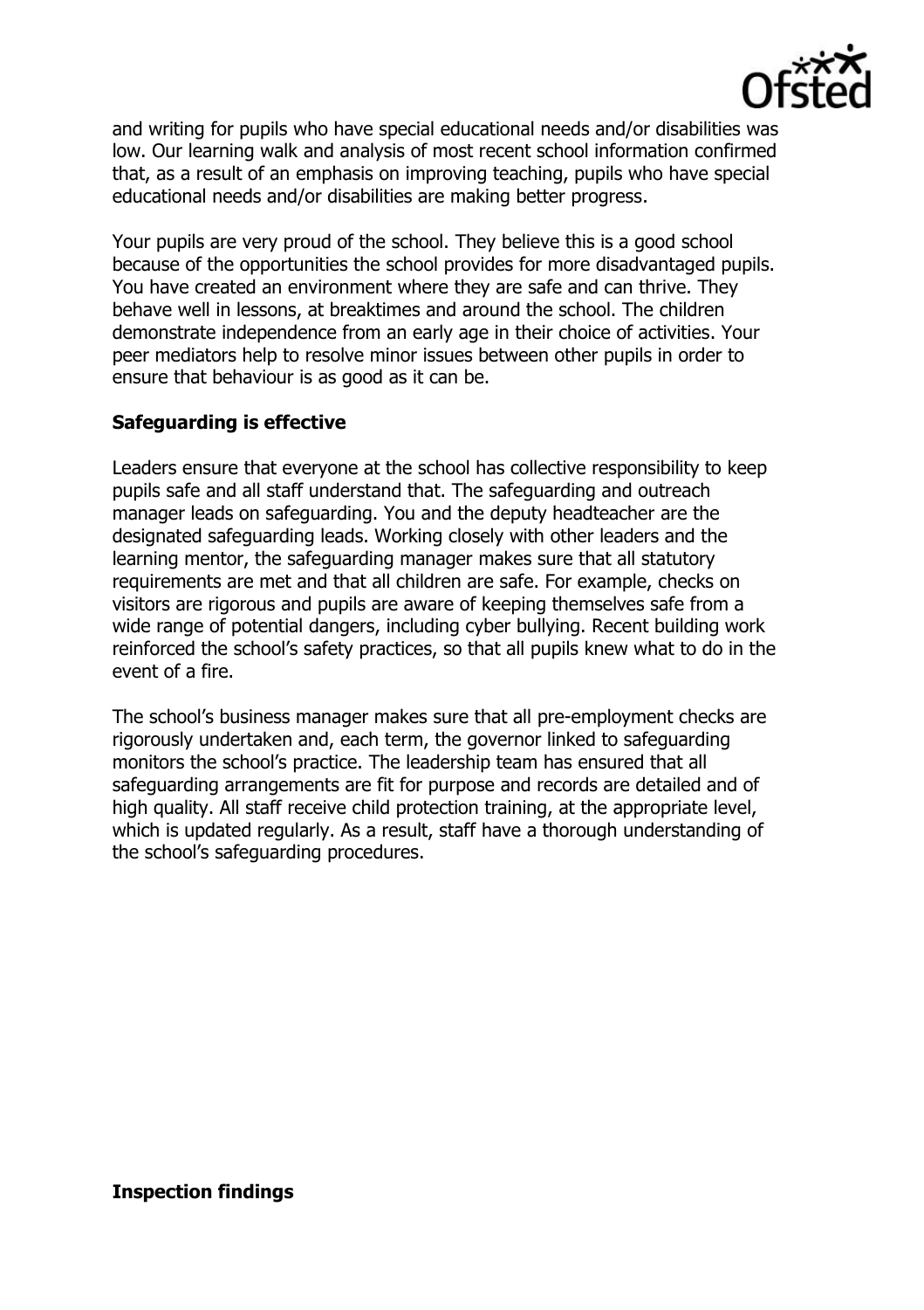and writing for pupils who have special educational needs and/or disabilities was low. Our learning walk and analysis of most recent school information confirmed that, as a result of an emphasis on improving teaching, pupils who have special educational needs and/or disabilities are making better progress.

Your pupils are very proud of the school. They believe this is a good school because of the opportunities the school provides for more disadvantaged pupils. You have created an environment where they are safe and can thrive. They behave well in lessons, at breaktimes and around the school. The children demonstrate independence from an early age in their choice of activities. Your peer mediators help to resolve minor issues between other pupils in order to ensure that behaviour is as good as it can be.

## Safeguarding is effective

Leaders ensure that everyone at the school has collective responsibility to keep pupils safe and all staff understand that. The safeguarding and outreach manager leads on safeguarding. You and the deputy headteacher are the designated safeguarding leads. Working closely with other leaders and the learning mentor, the safeguarding manager makes sure that all statutory requirements are met and that all children are safe. For example, checks on visitors are rigorous and pupils are aware of keeping themselves safe from a wide range of potential dangers, including cyber bullying. Recent building work reinforced the school's safety practices, so that all pupils knew what to do in the event of a fire.

The school's business manager makes sure that all pre-employment checks are rigorously undertaken and, each term, the governor linked to safeguarding monitors the school's practice. The leadership team has ensured that all safeguarding arrangements are fit for purpose and records are detailed and of high quality. All staff receive child protection training, at the appropriate level, which is updated regularly. As a result, staff have a thorough understanding of the school's safeguarding procedures.

## Inspection findings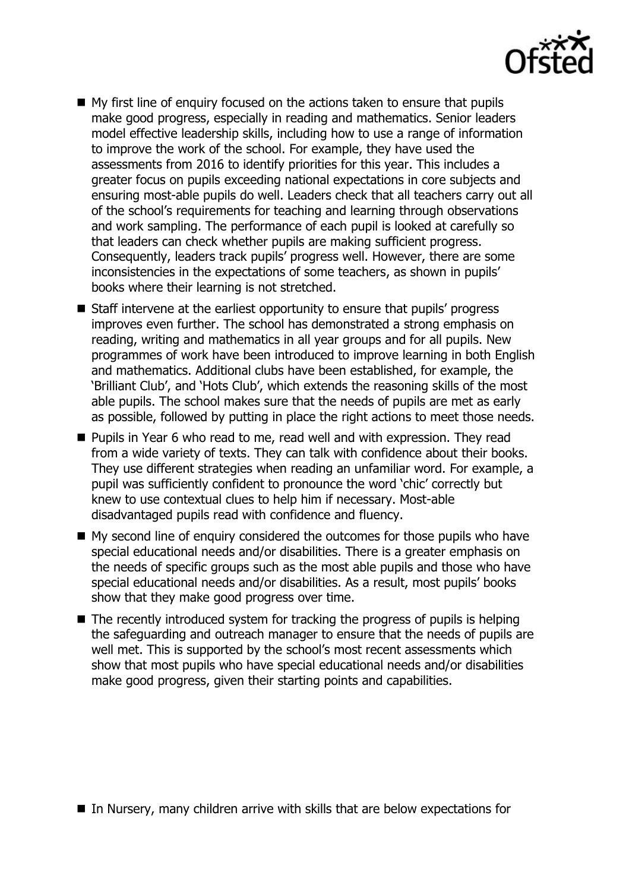- My first line of enquiry focused on the actions taken to ensure that pupils make good progress, especially in reading and mathematics. Senior leaders model effective leadership skills, including how to use a range of information to improve the work of the school. For example, they have used the assessments from 2016 to identify priorities for this year. This includes a greater focus on pupils exceeding national expectations in core subjects and ensuring most-able pupils do well. Leaders check that all teachers carry out all of the school's requirements for teaching and learning through observations and work sampling. The performance of each pupil is looked at carefully so that leaders can check whether pupils are making sufficient progress. Consequently, leaders track pupils' progress well. However, there are some inconsistencies in the expectations of some teachers, as shown in pupils' books where their learning is not stretched.
- Staff intervene at the earliest opportunity to ensure that pupils' progress improves even further. The school has demonstrated a strong emphasis on reading, writing and mathematics in all year groups and for all pupils. New programmes of work have been introduced to improve learning in both English and mathematics. Additional clubs have been established, for example, the 'Brilliant Club', and 'Hots Club', which extends the reasoning skills of the most able pupils. The school makes sure that the needs of pupils are met as early as possible, followed by putting in place the right actions to meet those needs.
- Pupils in Year 6 who read to me, read well and with expression. They read from a wide variety of texts. They can talk with confidence about their books. They use different strategies when reading an unfamiliar word. For example, a pupil was sufficiently confident to pronounce the word 'chic' correctly but knew to use contextual clues to help him if necessary. Most-able disadvantaged pupils read with confidence and fluency.
- My second line of enquiry considered the outcomes for those pupils who have special educational needs and/or disabilities. There is a greater emphasis on the needs of specific groups such as the most able pupils and those who have special educational needs and/or disabilities. As a result, most pupils' books show that they make good progress over time.
- The recently introduced system for tracking the progress of pupils is helping the safeguarding and outreach manager to ensure that the needs of pupils are well met. This is supported by the school's most recent assessments which show that most pupils who have special educational needs and/or disabilities make good progress, given their starting points and capabilities.
- In Nursery, many children arrive with skills that are below expectations for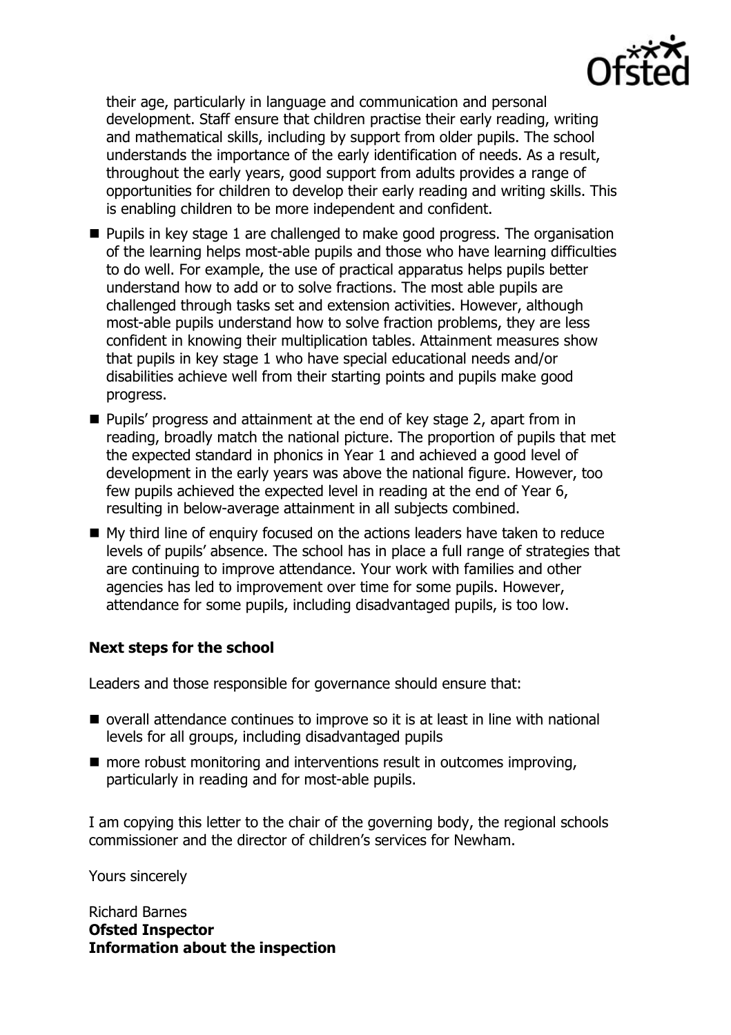their age, particularly in language and communication and personal development. Staff ensure that children practise their early reading, writing and mathematical skills, including by support from older pupils. The school understands the importance of the early identification of needs. As a result, throughout the early years, good support from adults provides a range of opportunities for children to develop their early reading and writing skills. This is enabling children to be more independent and confident.

- Pupils in key stage 1 are challenged to make good progress. The organisation of the learning helps most-able pupils and those who have learning difficulties to do well. For example, the use of practical apparatus helps pupils better understand how to add or to solve fractions. The most able pupils are challenged through tasks set and extension activities. However, although most-able pupils understand how to solve fraction problems, they are less confident in knowing their multiplication tables. Attainment measures show that pupils in key stage 1 who have special educational needs and/or disabilities achieve well from their starting points and pupils make good progress.
- Pupils' progress and attainment at the end of key stage 2, apart from in reading, broadly match the national picture. The proportion of pupils that met the expected standard in phonics in Year 1 and achieved a good level of development in the early years was above the national figure. However, too few pupils achieved the expected level in reading at the end of Year 6, resulting in below-average attainment in all subjects combined.
- My third line of enquiry focused on the actions leaders have taken to reduce levels of pupils' absence. The school has in place a full range of strategies that are continuing to improve attendance. Your work with families and other agencies has led to improvement over time for some pupils. However, attendance for some pupils, including disadvantaged pupils, is too low.

## Next steps for the school

Leaders and those responsible for governance should ensure that:

- overall attendance continues to improve so it is at least in line with national levels for all groups, including disadvantaged pupils
- more robust monitoring and interventions result in outcomes improving, particularly in reading and for most-able pupils.

I am copying this letter to the chair of the governing body, the regional schools commissioner and the director of children's services for Newham.

Yours sincerely

Richard Barnes
**Ofsted Inspector**
**Information about the inspection**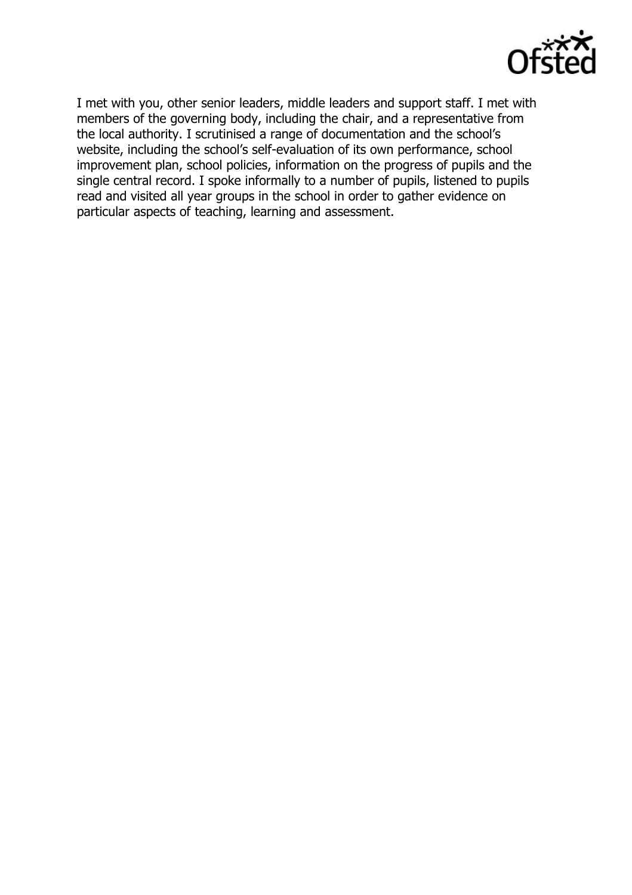I met with you, other senior leaders, middle leaders and support staff. I met with members of the governing body, including the chair, and a representative from the local authority. I scrutinised a range of documentation and the school's website, including the school's self-evaluation of its own performance, school improvement plan, school policies, information on the progress of pupils and the single central record. I spoke informally to a number of pupils, listened to pupils read and visited all year groups in the school in order to gather evidence on particular aspects of teaching, learning and assessment.